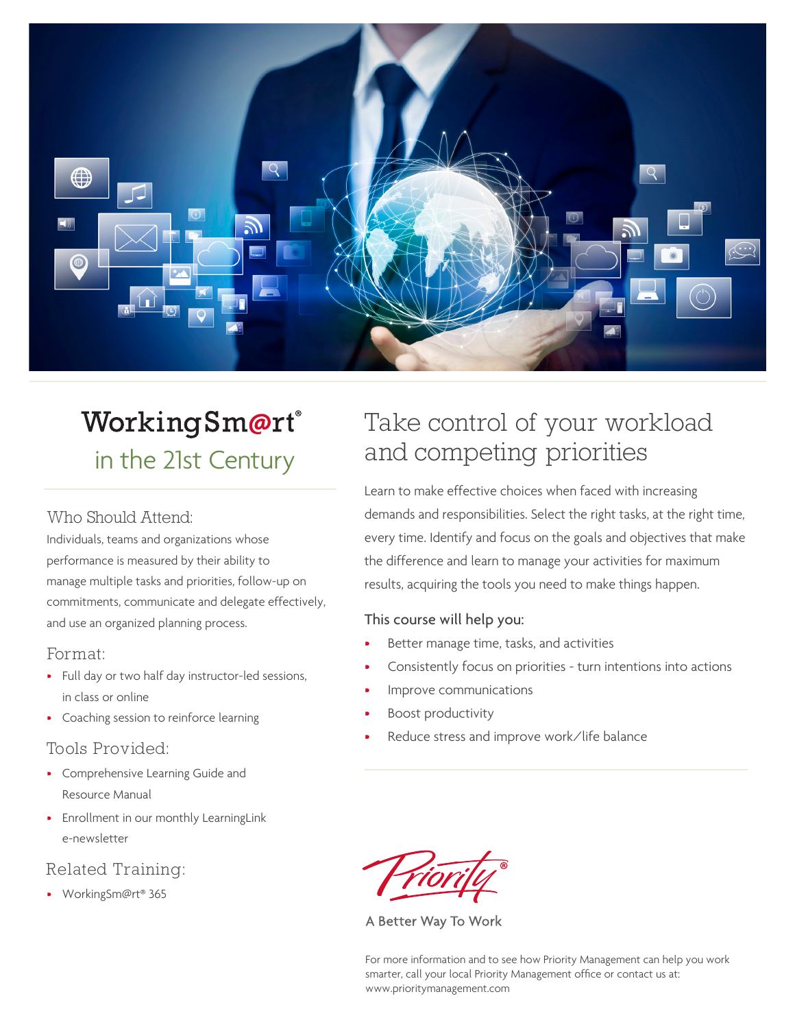# WorkingSm@rt®

## in the 21st Century

### Who Should Attend:

Individuals, teams and organizations whose performance is measured by their ability to manage multiple tasks and priorities, follow-up on commitments, communicate and delegate effectively, and use an organized planning process.

### Format:

- Full day or two half day instructor-led sessions, in class or online
- Coaching session to reinforce learning

### Tools Provided:

- Comprehensive Learning Guide and Resource Manual
- Enrollment in our monthly LearningLink e-newsletter

### Related Training:

- WorkingSm@rt® 365

## Take control of your workload and competing priorities

Learn to make effective choices when faced with increasing demands and responsibilities. Select the right tasks, at the right time, every time. Identify and focus on the goals and objectives that make the difference and learn to manage your activities for maximum results, acquiring the tools you need to make things happen.

### This course will help you:

- Better manage time, tasks, and activities
- Consistently focus on priorities - turn intentions into actions
- Improve communications
- Boost productivity
- Reduce stress and improve work/life balance

Priority®

A Better Way To Work

For more information and to see how Priority Management can help you work smarter, call your local Priority Management office or contact us at: www.prioritymanagement.com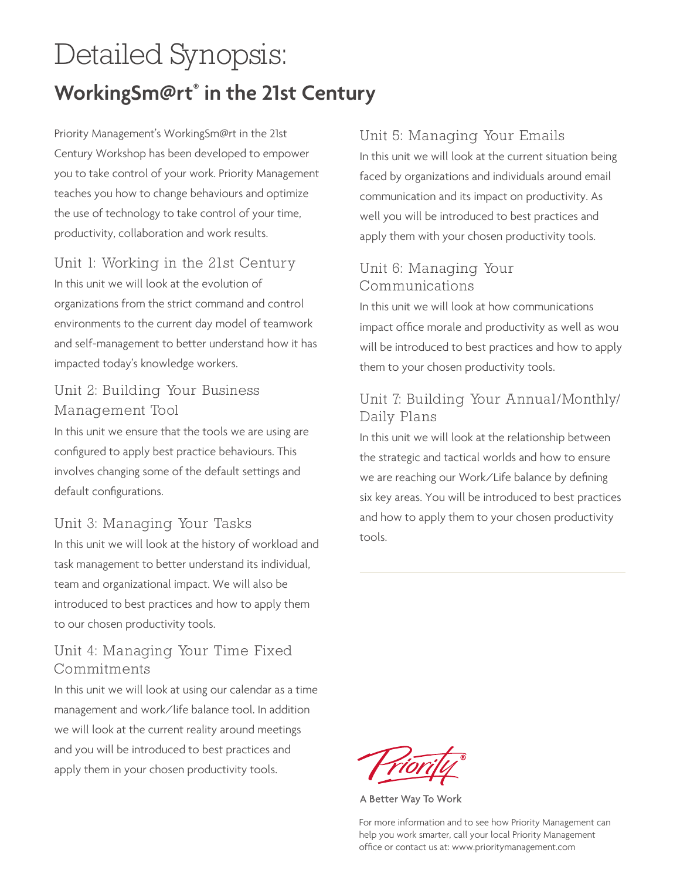# Detailed Synopsis:

## WorkingSm@rt® in the 21st Century

Priority Management's WorkingSm@rt in the 21st Century Workshop has been developed to empower you to take control of your work. Priority Management teaches you how to change behaviours and optimize the use of technology to take control of your time, productivity, collaboration and work results.

### Unit 1: Working in the 21st Century

In this unit we will look at the evolution of organizations from the strict command and control environments to the current day model of teamwork and self-management to better understand how it has impacted today's knowledge workers.

### Unit 2: Building Your Business Management Tool

In this unit we ensure that the tools we are using are configured to apply best practice behaviours. This involves changing some of the default settings and default configurations.

### Unit 3: Managing Your Tasks

In this unit we will look at the history of workload and task management to better understand its individual, team and organizational impact. We will also be introduced to best practices and how to apply them to our chosen productivity tools.

### Unit 4: Managing Your Time Fixed Commitments

In this unit we will look at using our calendar as a time management and work/life balance tool. In addition we will look at the current reality around meetings and you will be introduced to best practices and apply them in your chosen productivity tools.

### Unit 5: Managing Your Emails

In this unit we will look at the current situation being faced by organizations and individuals around email communication and its impact on productivity. As well you will be introduced to best practices and apply them with your chosen productivity tools.

### Unit 6: Managing Your Communications

In this unit we will look at how communications impact office morale and productivity as well as wou will be introduced to best practices and how to apply them to your chosen productivity tools.

### Unit 7: Building Your Annual/Monthly/ Daily Plans

In this unit we will look at the relationship between the strategic and tactical worlds and how to ensure we are reaching our Work/Life balance by defining six key areas. You will be introduced to best practices and how to apply them to your chosen productivity tools.

Priority®

A Better Way To Work

For more information and to see how Priority Management can help you work smarter, call your local Priority Management office or contact us at: www.prioritymanagement.com